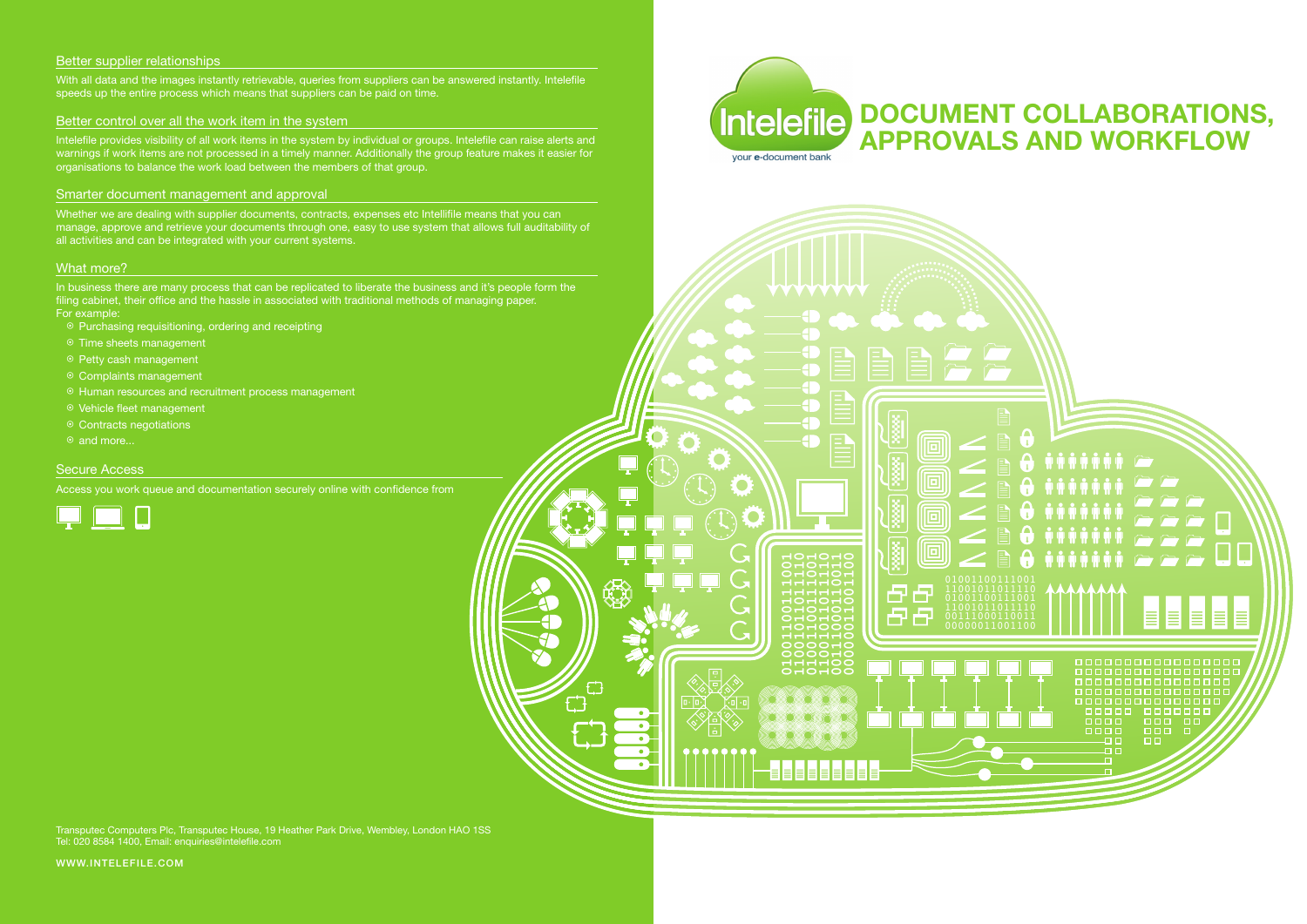# DOCUMENT COLLABORATIONS, APPROVALS AND WORKFLOW

Intelefile

your e-document bank

## Better supplier relationships

With all data and the images instantly retrievable, queries from suppliers can be answered instantly. Intelefile speeds up the entire process which means that suppliers can be paid on time.

## Better control over all the work item in the system

Intelefile provides visibility of all work items in the system by individual or groups. Intelefile can raise alerts and warnings if work items are not processed in a timely manner. Additionally the group feature makes it easier for organisations to balance the work load between the members of that group.

## Smarter document management and approval

Whether we are dealing with supplier documents, contracts, expenses etc Intellifile means that you can manage, approve and retrieve your documents through one, easy to use system that allows full auditability of all activities and can be integrated with your current systems.

## What more?

In business there are many process that can be replicated to liberate the business and it's people form the filing cabinet, their office and the hassle in associated with traditional methods of managing paper.
For example:

- Purchasing requisitioning, ordering and receipting
- Time sheets management
- Petty cash management
- Complaints management
- Human resources and recruitment process management
- Vehicle fleet management
- Contracts negotiations
- and more...

## Secure Access

Access you work queue and documentation securely online with confidence from

Transputec Computers Plc, Transputec House, 19 Heather Park Drive, Wembley, London HAO 1SS
Tel: 020 8584 1400, Email: enquiries@intelefile.com

WWW.INTELEFILE.COM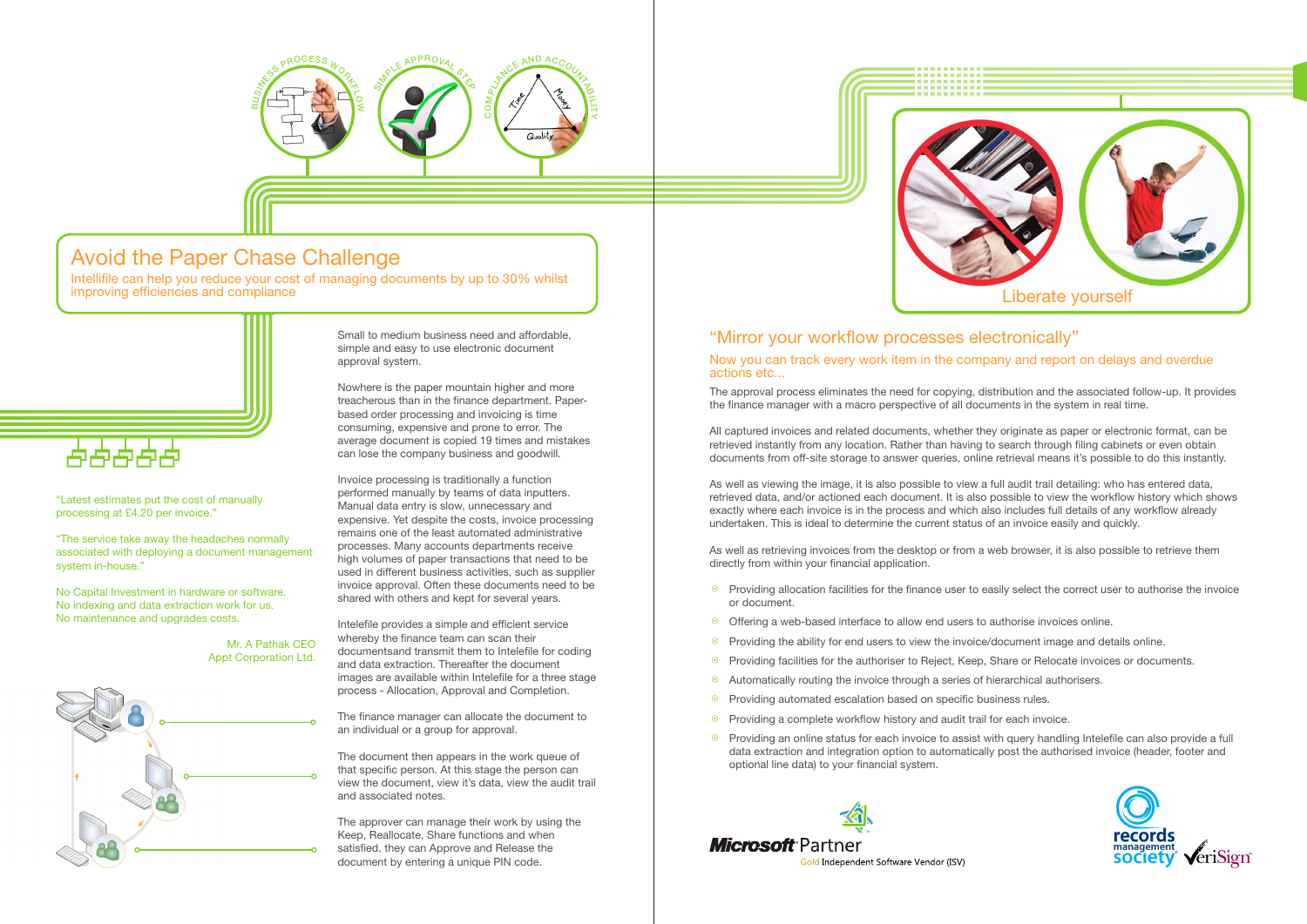BUSINESS PROCESS WORKFLOW

SIMPLE APPROVAL STEP

COMPLIANCE AND ACCOUNTABILITY

# Avoid the Paper Chase Challenge

Intellifile can help you reduce your cost of managing documents by up to 30% whilst improving efficiencies and compliance

"Latest estimates put the cost of manually processing at £4.20 per invoice."

"The service take away the headaches normally associated with deploying a document management system in-house."

No Capital Investment in hardware or software.
No indexing and data extraction work for us.
No maintenance and upgrades costs.

Mr. A Pathak CEO
Appt Corporation Ltd.

Small to medium business need and affordable, simple and easy to use electronic document approval system.

Nowhere is the paper mountain higher and more treacherous than in the finance department. Paper-based order processing and invoicing is time consuming, expensive and prone to error. The average document is copied 19 times and mistakes can lose the company business and goodwill.

Invoice processing is traditionally a function performed manually by teams of data inputters. Manual data entry is slow, unnecessary and expensive. Yet despite the costs, invoice processing remains one of the least automated administrative processes. Many accounts departments receive high volumes of paper transactions that need to be used in different business activities, such as supplier invoice approval. Often these documents need to be shared with others and kept for several years.

Intelefile provides a simple and efficient service whereby the finance team can scan their documentsand transmit them to Intelefile for coding and data extraction. Thereafter the document images are available within Intelefile for a three stage process - Allocation, Approval and Completion.

The finance manager can allocate the document to an individual or a group for approval.

The document then appears in the work queue of that specific person. At this stage the person can view the document, view it's data, view the audit trail and associated notes.

The approver can manage their work by using the Keep, Reallocate, Share functions and when satisfied, they can Approve and Release the document by entering a unique PIN code.

Liberate yourself

## "Mirror your workflow processes electronically"

Now you can track every work item in the company and report on delays and overdue actions etc...

The approval process eliminates the need for copying, distribution and the associated follow-up. It provides the finance manager with a macro perspective of all documents in the system in real time.

All captured invoices and related documents, whether they originate as paper or electronic format, can be retrieved instantly from any location. Rather than having to search through filing cabinets or even obtain documents from off-site storage to answer queries, online retrieval means it's possible to do this instantly.

As well as viewing the image, it is also possible to view a full audit trail detailing: who has entered data, retrieved data, and/or actioned each document. It is also possible to view the workflow history which shows exactly where each invoice is in the process and which also includes full details of any workflow already undertaken. This is ideal to determine the current status of an invoice easily and quickly.

As well as retrieving invoices from the desktop or from a web browser, it is also possible to retrieve them directly from within your financial application.

- Providing allocation facilities for the finance user to easily select the correct user to authorise the invoice or document.
- Offering a web-based interface to allow end users to authorise invoices online.
- Providing the ability for end users to view the invoice/document image and details online.
- Providing facilities for the authoriser to Reject, Keep, Share or Relocate invoices or documents.
- Automatically routing the invoice through a series of hierarchical authorisers.
- Providing automated escalation based on specific business rules.
- Providing a complete workflow history and audit trail for each invoice.
- Providing an online status for each invoice to assist with query handling Intelefile can also provide a full data extraction and integration option to automatically post the authorised invoice (header, footer and optional line data) to your financial system.

Microsoft Partner
Gold Independent Software Vendor (ISV)

records management society

VeriSign